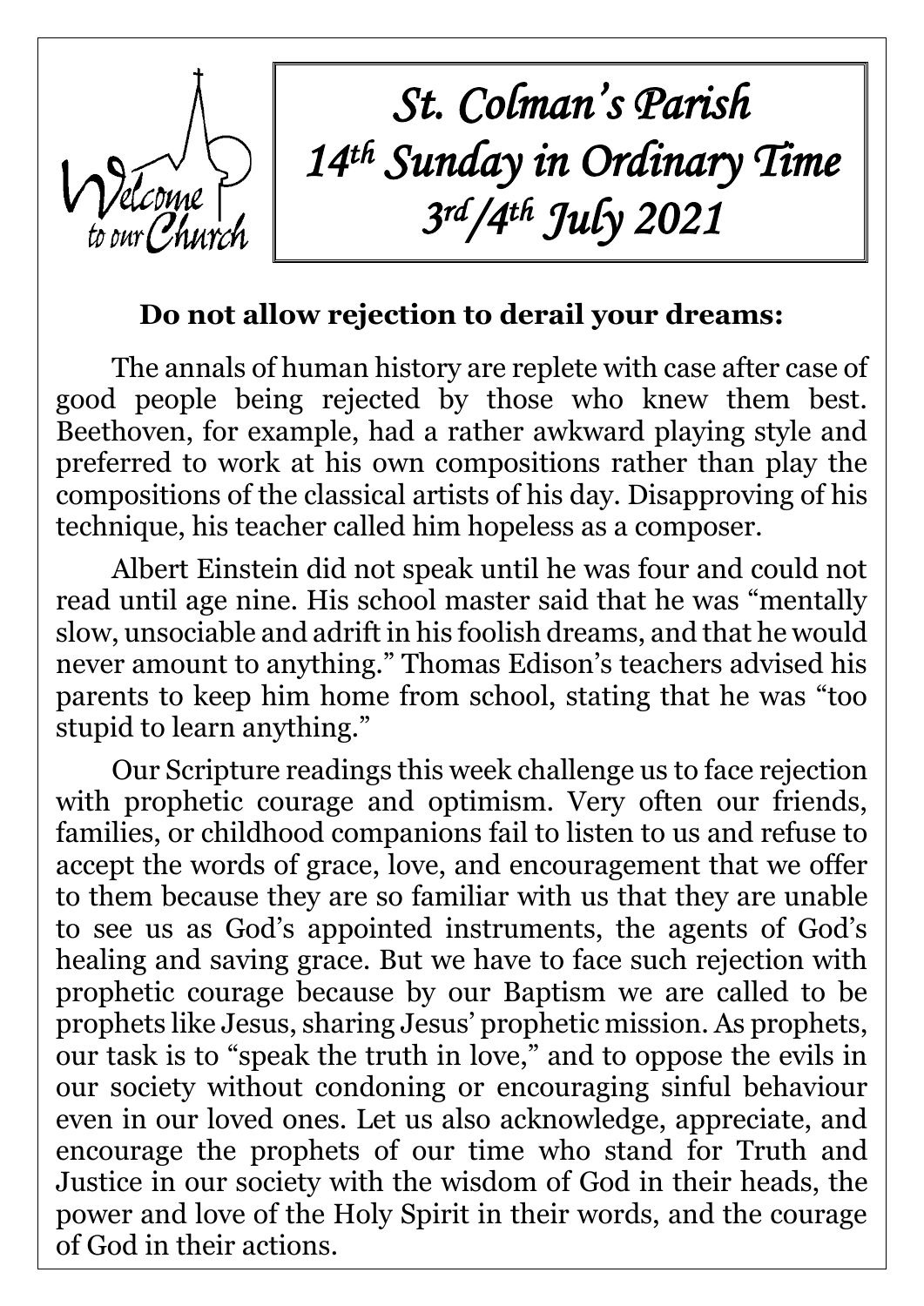Welcome to our Church

# *St. Colman's Parish*
# *14th Sunday in Ordinary Time*
# *3rd/4th July 2021*

**Do not allow rejection to derail your dreams:**

The annals of human history are replete with case after case of good people being rejected by those who knew them best. Beethoven, for example, had a rather awkward playing style and preferred to work at his own compositions rather than play the compositions of the classical artists of his day. Disapproving of his technique, his teacher called him hopeless as a composer.

Albert Einstein did not speak until he was four and could not read until age nine. His school master said that he was "mentally slow, unsociable and adrift in his foolish dreams, and that he would never amount to anything." Thomas Edison's teachers advised his parents to keep him home from school, stating that he was "too stupid to learn anything."

Our Scripture readings this week challenge us to face rejection with prophetic courage and optimism. Very often our friends, families, or childhood companions fail to listen to us and refuse to accept the words of grace, love, and encouragement that we offer to them because they are so familiar with us that they are unable to see us as God's appointed instruments, the agents of God's healing and saving grace. But we have to face such rejection with prophetic courage because by our Baptism we are called to be prophets like Jesus, sharing Jesus' prophetic mission. As prophets, our task is to "speak the truth in love," and to oppose the evils in our society without condoning or encouraging sinful behaviour even in our loved ones. Let us also acknowledge, appreciate, and encourage the prophets of our time who stand for Truth and Justice in our society with the wisdom of God in their heads, the power and love of the Holy Spirit in their words, and the courage of God in their actions.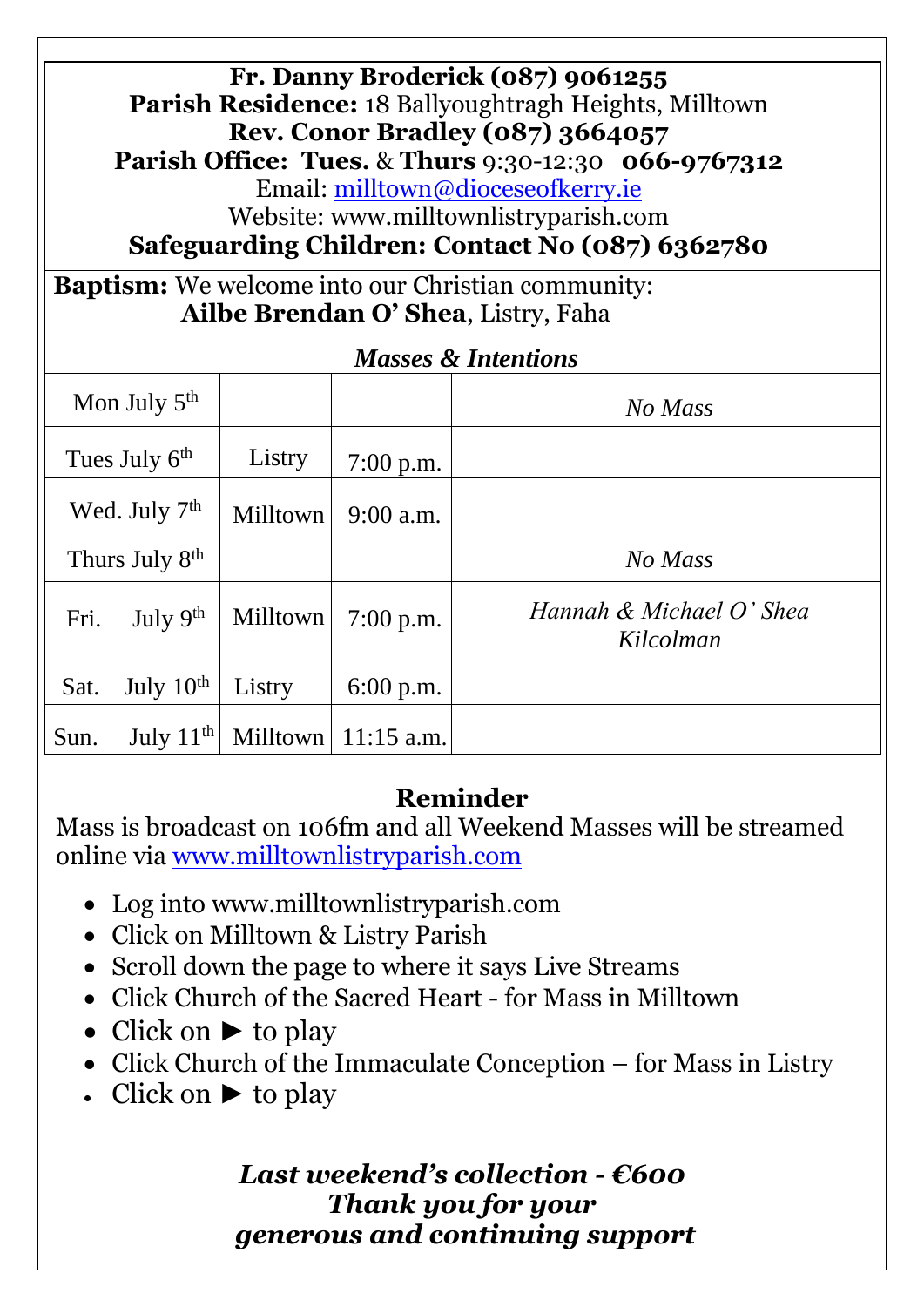**Fr. Danny Broderick (087) 9061255**
**Parish Residence:** 18 Ballyoughtragh Heights, Milltown
**Rev. Conor Bradley (087) 3664057**
**Parish Office: Tues.** & **Thurs** 9:30-12:30 **066-9767312**
Email: milltown@dioceseofkerry.ie
Website: www.milltownlistryparish.com
**Safeguarding Children: Contact No (087) 6362780**

**Baptism:** We welcome into our Christian community:
**Ailbe Brendan O' Shea**, Listry, Faha

*Masses & Intentions*

| | | | |
|---|---|---|---|
| Mon July 5th | | | *No Mass* |
| Tues July 6th | Listry | 7:00 p.m. | |
| Wed. July 7th | Milltown | 9:00 a.m. | |
| Thurs July 8th | | | *No Mass* |
| Fri. July 9th | Milltown | 7:00 p.m. | *Hannah & Michael O' Shea Kilcolman* |
| Sat. July 10th | Listry | 6:00 p.m. | |
| Sun. July 11th | Milltown | 11:15 a.m. | |

## Reminder

Mass is broadcast on 106fm and all Weekend Masses will be streamed online via www.milltownlistryparish.com

- Log into www.milltownlistryparish.com
- Click on Milltown & Listry Parish
- Scroll down the page to where it says Live Streams
- Click Church of the Sacred Heart - for Mass in Milltown
- Click on ► to play
- Click Church of the Immaculate Conception – for Mass in Listry
- Click on ► to play

***Last weekend's collection - €600***
***Thank you for your generous and continuing support***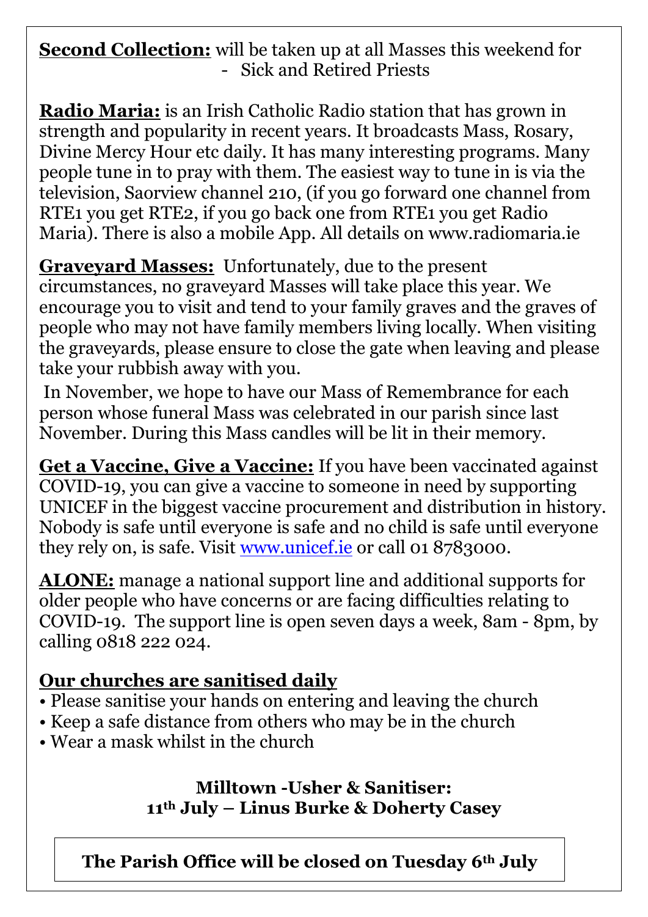**Second Collection:** will be taken up at all Masses this weekend for
- Sick and Retired Priests

**Radio Maria:** is an Irish Catholic Radio station that has grown in strength and popularity in recent years. It broadcasts Mass, Rosary, Divine Mercy Hour etc daily. It has many interesting programs. Many people tune in to pray with them. The easiest way to tune in is via the television, Saorview channel 210, (if you go forward one channel from RTE1 you get RTE2, if you go back one from RTE1 you get Radio Maria). There is also a mobile App. All details on www.radiomaria.ie

**Graveyard Masses:** Unfortunately, due to the present circumstances, no graveyard Masses will take place this year. We encourage you to visit and tend to your family graves and the graves of people who may not have family members living locally. When visiting the graveyards, please ensure to close the gate when leaving and please take your rubbish away with you.

In November, we hope to have our Mass of Remembrance for each person whose funeral Mass was celebrated in our parish since last November. During this Mass candles will be lit in their memory.

**Get a Vaccine, Give a Vaccine:** If you have been vaccinated against COVID-19, you can give a vaccine to someone in need by supporting UNICEF in the biggest vaccine procurement and distribution in history. Nobody is safe until everyone is safe and no child is safe until everyone they rely on, is safe. Visit www.unicef.ie or call 01 8783000.

**ALONE:** manage a national support line and additional supports for older people who have concerns or are facing difficulties relating to COVID-19. The support line is open seven days a week, 8am - 8pm, by calling 0818 222 024.

## Our churches are sanitised daily

- Please sanitise your hands on entering and leaving the church
- Keep a safe distance from others who may be in the church
- Wear a mask whilst in the church

**Milltown -Usher & Sanitiser:**
**11th July – Linus Burke & Doherty Casey**

**The Parish Office will be closed on Tuesday 6th July**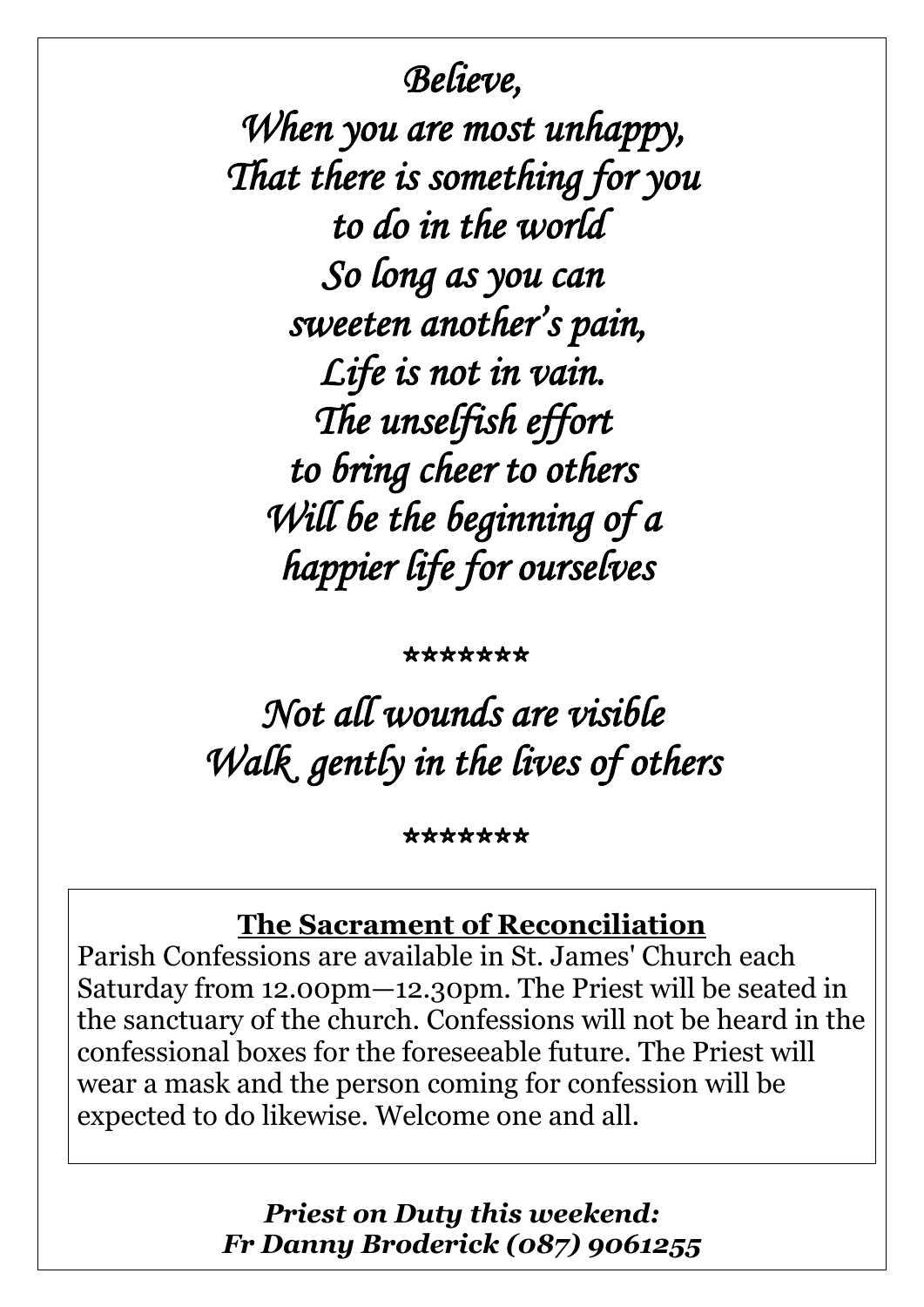*Believe,*
*When you are most unhappy,*
*That there is something for you*
*to do in the world*
*So long as you can*
*sweeten another's pain,*
*Life is not in vain.*
*The unselfish effort*
*to bring cheer to others*
*Will be the beginning of a*
*happier life for ourselves*

*******

*Not all wounds are visible*
*Walk gently in the lives of others*

*******

**The Sacrament of Reconciliation**

Parish Confessions are available in St. James' Church each Saturday from 12.00pm—12.30pm. The Priest will be seated in the sanctuary of the church. Confessions will not be heard in the confessional boxes for the foreseeable future. The Priest will wear a mask and the person coming for confession will be expected to do likewise. Welcome one and all.

***Priest on Duty this weekend:***
***Fr Danny Broderick (087) 9061255***